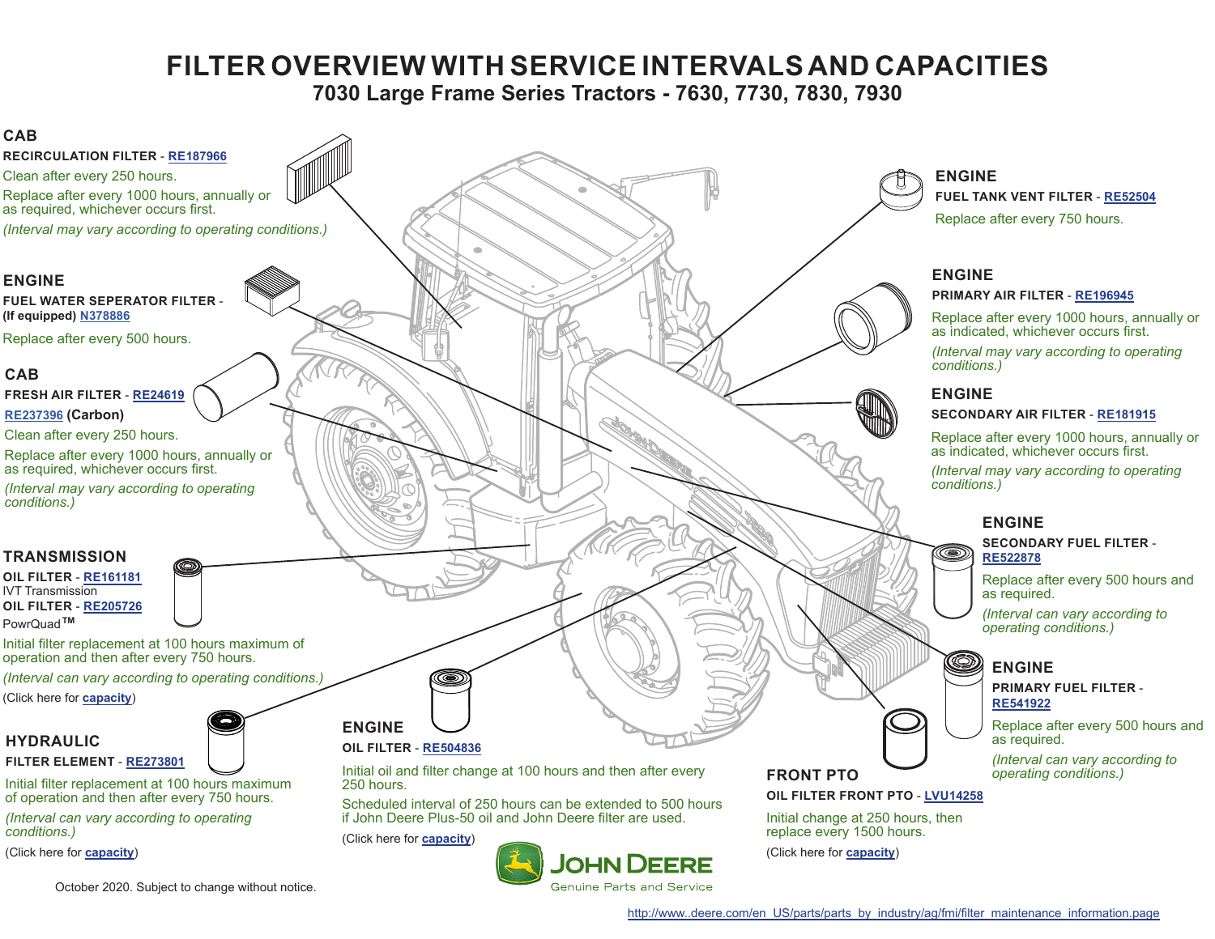# FILTER OVERVIEW WITH SERVICE INTERVALS AND CAPACITIES

## 7030 Large Frame Series Tractors - 7630, 7730, 7830, 7930

### CAB

**RECIRCULATION FILTER** - RE187966

Clean after every 250 hours.

Replace after every 1000 hours, annually or as required, whichever occurs first.

*(Interval may vary according to operating conditions.)*

### ENGINE

**FUEL WATER SEPERATOR FILTER - (If equipped)** N378886

Replace after every 500 hours.

### CAB

**FRESH AIR FILTER** - RE24619

RE237396 **(Carbon)**

Clean after every 250 hours.

Replace after every 1000 hours, annually or as required, whichever occurs first.

*(Interval may vary according to operating conditions.)*

### TRANSMISSION

**OIL FILTER** - RE161181

IVT Transmission

**OIL FILTER** - RE205726

PowrQuad™

Initial filter replacement at 100 hours maximum of operation and then after every 750 hours.

*(Interval can vary according to operating conditions.)*

(Click here for **capacity**)

### HYDRAULIC

**FILTER ELEMENT** - RE273801

Initial filter replacement at 100 hours maximum of operation and then after every 750 hours.

*(Interval can vary according to operating conditions.)*

(Click here for **capacity**)

### ENGINE

**OIL FILTER** - RE504836

Initial oil and filter change at 100 hours and then after every 250 hours.

Scheduled interval of 250 hours can be extended to 500 hours if John Deere Plus-50 oil and John Deere filter are used.

(Click here for **capacity**)

### ENGINE

**FUEL TANK VENT FILTER** - RE52504

Replace after every 750 hours.

### ENGINE

**PRIMARY AIR FILTER** - RE196945

Replace after every 1000 hours, annually or as indicated, whichever occurs first.

*(Interval may vary according to operating conditions.)*

### ENGINE

**SECONDARY AIR FILTER** - RE181915

Replace after every 1000 hours, annually or as indicated, whichever occurs first.

*(Interval may vary according to operating conditions.)*

### ENGINE

**SECONDARY FUEL FILTER** - RE522878

Replace after every 500 hours and as required.

*(Interval can vary according to operating conditions.)*

### ENGINE

**PRIMARY FUEL FILTER** - RE541922

Replace after every 500 hours and as required.

*(Interval can vary according to operating conditions.)*

### FRONT PTO

**OIL FILTER FRONT PTO** - LVU14258

Initial change at 250 hours, then replace every 1500 hours.

(Click here for **capacity**)

JOHN DEERE
Genuine Parts and Service

October 2020. Subject to change without notice.

http://www..deere.com/en_US/parts/parts_by_industry/ag/fmi/filter_maintenance_information.page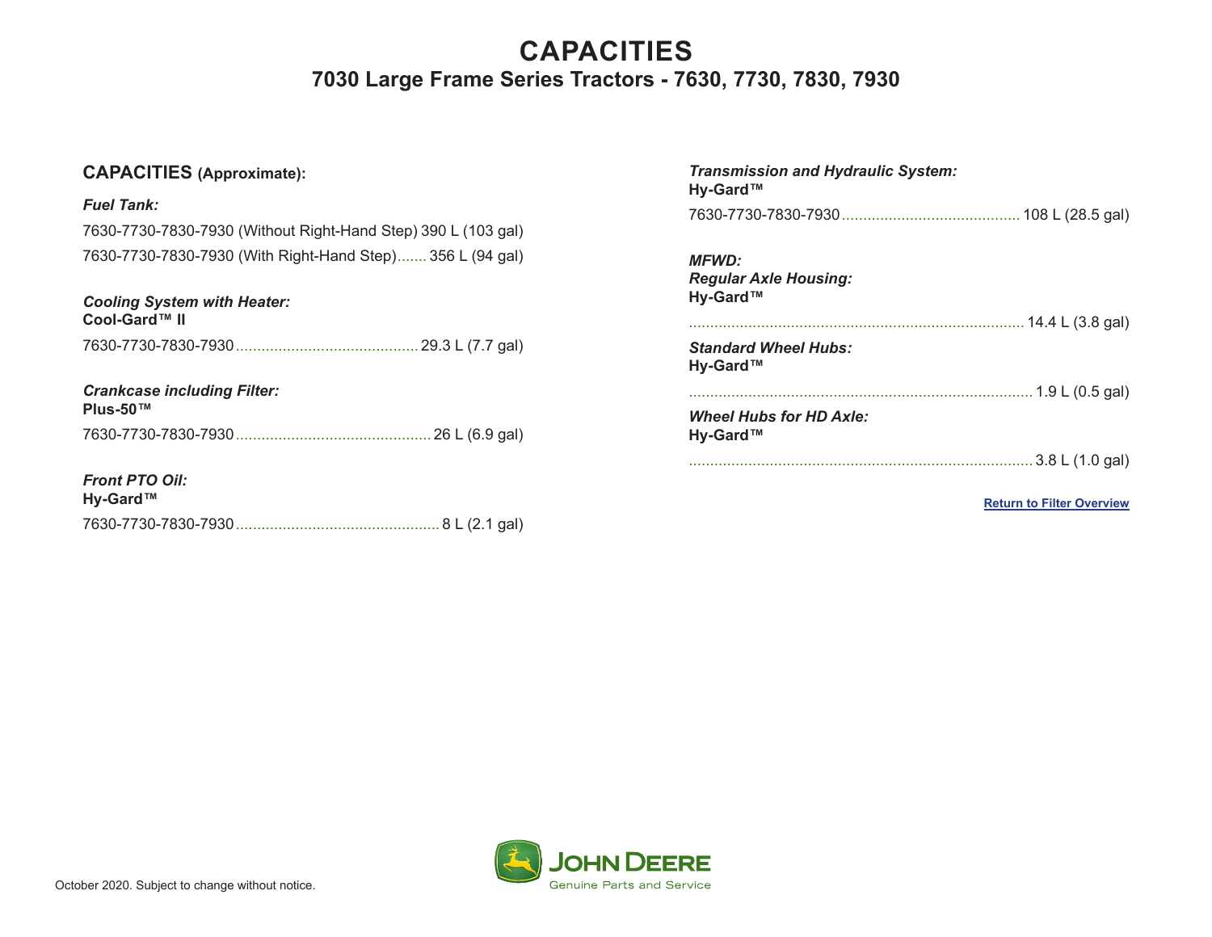# CAPACITIES

## 7030 Large Frame Series Tractors - 7630, 7730, 7830, 7930

### CAPACITIES (Approximate):

***Fuel Tank:***

7630-7730-7830-7930 (Without Right-Hand Step) 390 L (103 gal)

7630-7730-7830-7930 (With Right-Hand Step)....... 356 L (94 gal)

***Cooling System with Heater:***
**Cool-Gard™ II**

7630-7730-7830-7930........................................... 29.3 L (7.7 gal)

***Crankcase including Filter:***
**Plus-50™**

7630-7730-7830-7930.............................................. 26 L (6.9 gal)

***Front PTO Oil:***
**Hy-Gard™**

7630-7730-7830-7930................................................ 8 L (2.1 gal)

***Transmission and Hydraulic System:***
**Hy-Gard™**

7630-7730-7830-7930.......................................... 108 L (28.5 gal)

***MFWD:***
***Regular Axle Housing:***
**Hy-Gard™**

............................................................................... 14.4 L (3.8 gal)

***Standard Wheel Hubs:***
**Hy-Gard™**

................................................................................. 1.9 L (0.5 gal)

***Wheel Hubs for HD Axle:***
**Hy-Gard™**

................................................................................. 3.8 L (1.0 gal)

Return to Filter Overview

October 2020. Subject to change without notice.

JOHN DEERE
Genuine Parts and Service